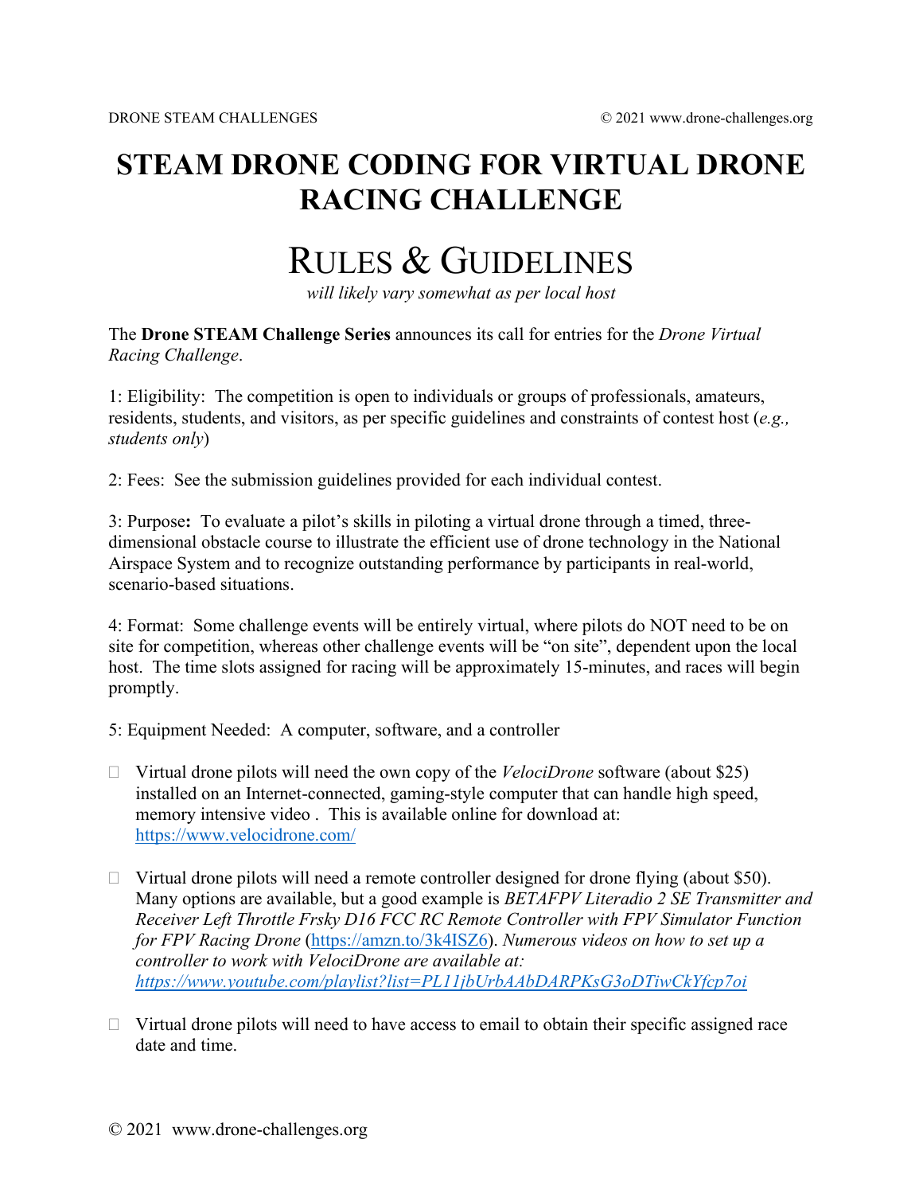# STEAM DRONE CODING FOR VIRTUAL DRONE RACING CHALLENGE

## RULES & GUIDELINES

*will likely vary somewhat as per local host*

The **Drone STEAM Challenge Series** announces its call for entries for the *Drone Virtual Racing Challenge*.

1: Eligibility: The competition is open to individuals or groups of professionals, amateurs, residents, students, and visitors, as per specific guidelines and constraints of contest host (*e.g., students only*)

2: Fees: See the submission guidelines provided for each individual contest.

3: Purpose**:** To evaluate a pilot's skills in piloting a virtual drone through a timed, three-dimensional obstacle course to illustrate the efficient use of drone technology in the National Airspace System and to recognize outstanding performance by participants in real-world, scenario-based situations.

4: Format: Some challenge events will be entirely virtual, where pilots do NOT need to be on site for competition, whereas other challenge events will be "on site", dependent upon the local host. The time slots assigned for racing will be approximately 15-minutes, and races will begin promptly.

5: Equipment Needed: A computer, software, and a controller

- Virtual drone pilots will need the own copy of the *VelociDrone* software (about $25) installed on an Internet-connected, gaming-style computer that can handle high speed, memory intensive video . This is available online for download at: [https://www.velocidrone.com/](https://www.velocidrone.com/)

- Virtual drone pilots will need a remote controller designed for drone flying (about $50). Many options are available, but a good example is *BETAFPV Literadio 2 SE Transmitter and Receiver Left Throttle Frsky D16 FCC RC Remote Controller with FPV Simulator Function for FPV Racing Drone* ([https://amzn.to/3k4ISZ6](https://amzn.to/3k4ISZ6)). *Numerous videos on how to set up a controller to work with VelociDrone are available at: [https://www.youtube.com/playlist?list=PL11jbUrbAAbDARPKsG3oDTiwCkYfcp7oi](https://www.youtube.com/playlist?list=PL11jbUrbAAbDARPKsG3oDTiwCkYfcp7oi)*

- Virtual drone pilots will need to have access to email to obtain their specific assigned race date and time.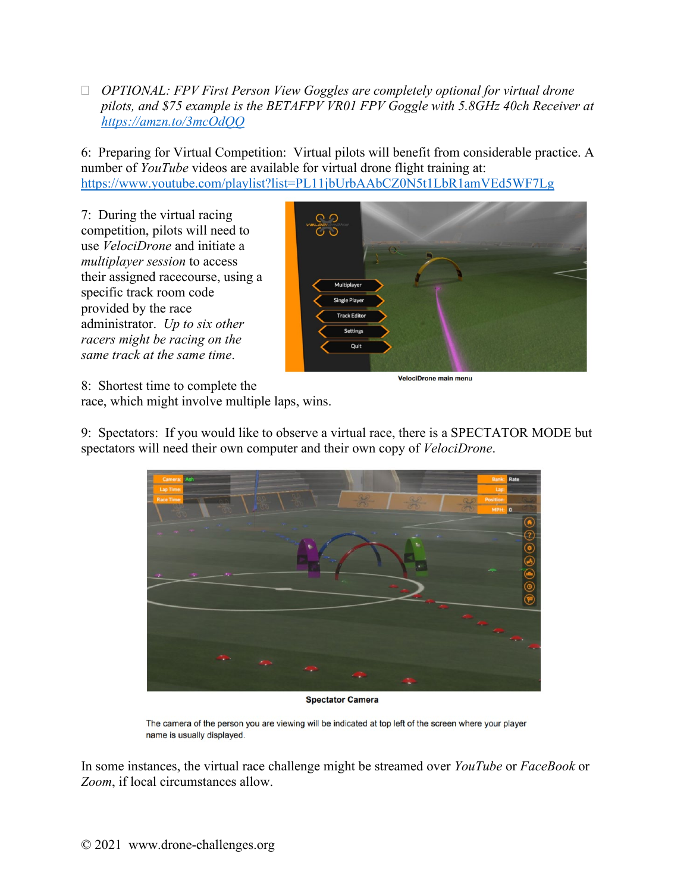- *OPTIONAL: FPV First Person View Goggles are completely optional for virtual drone pilots, and $75 example is the BETAFPV VR01 FPV Goggle with 5.8GHz 40ch Receiver at [https://amzn.to/3mcOdQQ](https://amzn.to/3mcOdQQ)*

6: Preparing for Virtual Competition: Virtual pilots will benefit from considerable practice. A number of *YouTube* videos are available for virtual drone flight training at: [https://www.youtube.com/playlist?list=PL11jbUrbAAbCZ0N5t1LbR1amVEd5WF7Lg](https://www.youtube.com/playlist?list=PL11jbUrbAAbCZ0N5t1LbR1amVEd5WF7Lg)

7: During the virtual racing competition, pilots will need to use *VelociDrone* and initiate a *multiplayer session* to access their assigned racecourse, using a specific track room code provided by the race administrator. *Up to six other racers might be racing on the same track at the same time.*

VelociDrone main menu

8: Shortest time to complete the race, which might involve multiple laps, wins.

9: Spectators: If you would like to observe a virtual race, there is a SPECTATOR MODE but spectators will need their own computer and their own copy of *VelociDrone*.

Spectator Camera

The camera of the person you are viewing will be indicated at top left of the screen where your player name is usually displayed.

In some instances, the virtual race challenge might be streamed over *YouTube* or *FaceBook* or *Zoom*, if local circumstances allow.

© 2021 www.drone-challenges.org